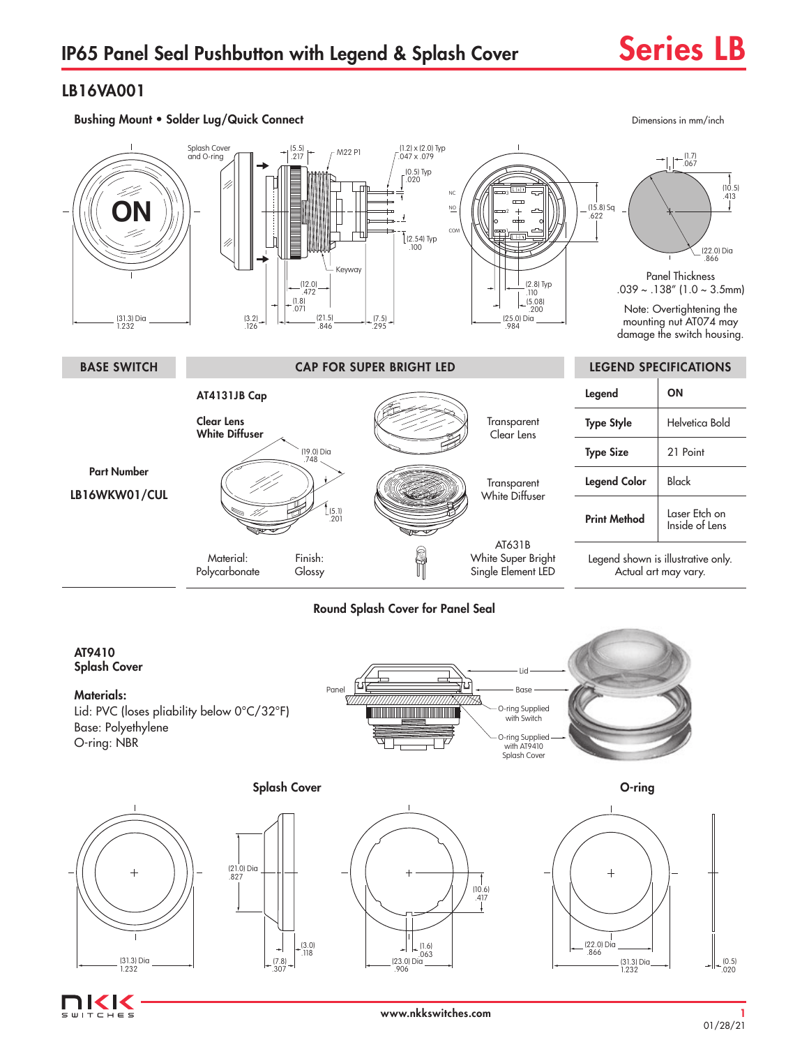# IP65 Panel Seal Pushbutton with Legend & Splash Cover

**Series LB**

## LB16VA001

**Bushing Mount • Solder Lug/Quick Connect**

Dimensions in mm/inch

Splash Cover and O-ring

(5.5) .217 — M22 P1 — (1.2) x (2.0) Typ .047 x .079 — (0.5) Typ .020 — (2.54) Typ .100 — Keyway — (12.0) .472 — (1.8) .071 — (31.3) Dia 1.232 — (3.2) .126 — (21.5) .846 — (7.5) .295

NC — NO — COM — (15.8) Sq .622 — (2.8) Typ .110 — (5.08) .200 — (25.0) Dia .984

(1.7) .067 — (10.5) .413 — (22.0) Dia .866

Panel Thickness
.039 ~ .138" (1.0 ~ 3.5mm)

Note: Overtightening the mounting nut AT074 may damage the switch housing.

| BASE SWITCH | CAP FOR SUPER BRIGHT LED | LEGEND SPECIFICATIONS | |
|---|---|---|---|
| Part Number<br>LB16WKW01/CUL | **AT4131JB Cap**<br>**Clear Lens White Diffuser**<br>(19.0) Dia .748 — (5.1) .201<br>Transparent Clear Lens<br>Transparent White Diffuser<br>Material: Polycarbonate — Finish: Glossy<br>AT631B White Super Bright Single Element LED | **Legend** | ON |
| | | **Type Style** | Helvetica Bold |
| | | **Type Size** | 21 Point |
| | | **Legend Color** | Black |
| | | **Print Method** | Laser Etch on Inside of Lens |
| | | Legend shown is illustrative only. Actual art may vary. | |

### Round Splash Cover for Panel Seal

**AT9410**
**Splash Cover**

**Materials:**
Lid: PVC (loses pliability below 0°C/32°F)
Base: Polyethylene
O-ring: NBR

Panel — Lid — Base — O-ring Supplied with Switch — O-ring Supplied with AT9410 Splash Cover

**Splash Cover**

(31.3) Dia 1.232 — (21.0) Dia .827 — (3.0) .118 — (7.8) .307 — (10.6) .417 — (1.6) .063 — (23.0) Dia .906

**O-ring**

(22.0) Dia .866 — (31.3) Dia 1.232 — (0.5) .020

www.nkkswitches.com

01/28/21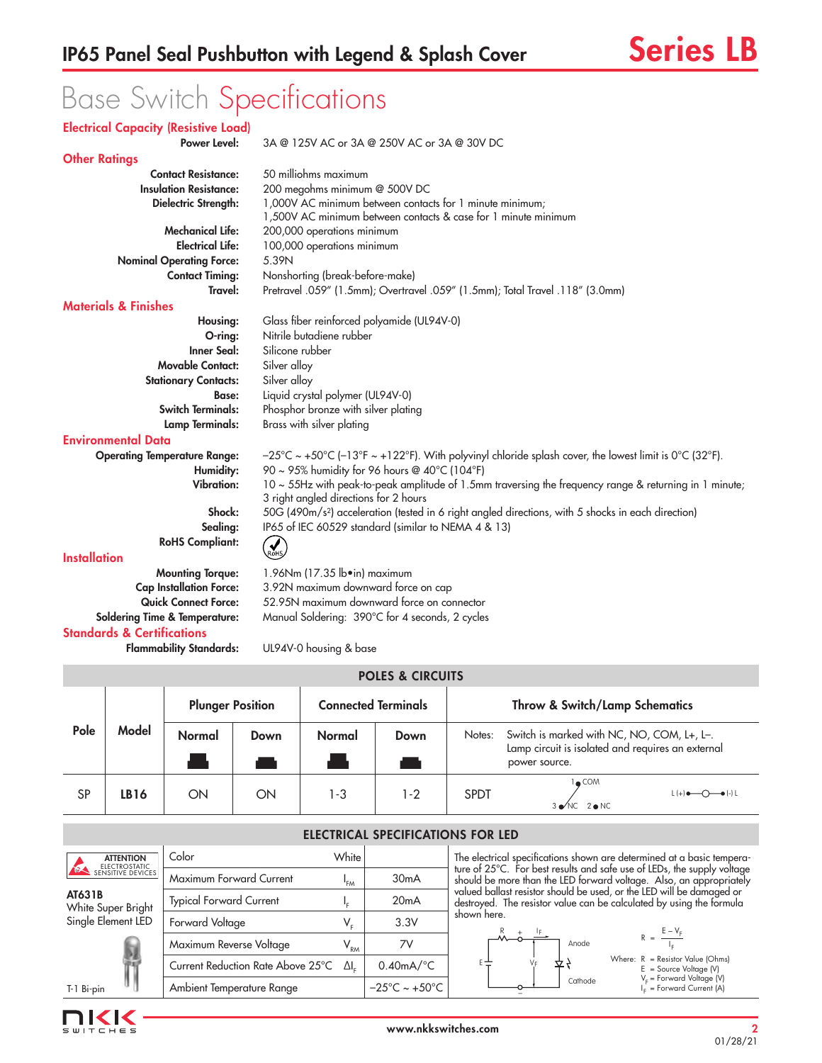# IP65 Panel Seal Pushbutton with Legend & Splash Cover

## Series LB

# Base Switch Specifications

### Electrical Capacity (Resistive Load)

**Power Level:** 3A @ 125V AC or 3A @ 250V AC or 3A @ 30V DC

### Other Ratings

**Contact Resistance:** 50 milliohms maximum
**Insulation Resistance:** 200 megohms minimum @ 500V DC
**Dielectric Strength:** 1,000V AC minimum between contacts for 1 minute minimum; 1,500V AC minimum between contacts & case for 1 minute minimum
**Mechanical Life:** 200,000 operations minimum
**Electrical Life:** 100,000 operations minimum
**Nominal Operating Force:** 5.39N
**Contact Timing:** Nonshorting (break-before-make)
**Travel:** Pretravel .059" (1.5mm); Overtravel .059" (1.5mm); Total Travel .118" (3.0mm)

### Materials & Finishes

**Housing:** Glass fiber reinforced polyamide (UL94V-0)
**O-ring:** Nitrile butadiene rubber
**Inner Seal:** Silicone rubber
**Movable Contact:** Silver alloy
**Stationary Contacts:** Silver alloy
**Base:** Liquid crystal polymer (UL94V-0)
**Switch Terminals:** Phosphor bronze with silver plating
**Lamp Terminals:** Brass with silver plating

### Environmental Data

**Operating Temperature Range:** –25°C ~ +50°C (–13°F ~ +122°F). With polyvinyl chloride splash cover, the lowest limit is 0°C (32°F).
**Humidity:** 90 ~ 95% humidity for 96 hours @ 40°C (104°F)
**Vibration:** 10 ~ 55Hz with peak-to-peak amplitude of 1.5mm traversing the frequency range & returning in 1 minute; 3 right angled directions for 2 hours
**Shock:** 50G (490m/s²) acceleration (tested in 6 right angled directions, with 5 shocks in each direction)
**Sealing:** IP65 of IEC 60529 standard (similar to NEMA 4 & 13)
**RoHS Compliant:** RoHS

### Installation

**Mounting Torque:** 1.96Nm (17.35 lb•in) maximum
**Cap Installation Force:** 3.92N maximum downward force on cap
**Quick Connect Force:** 52.95N maximum downward force on connector
**Soldering Time & Temperature:** Manual Soldering: 390°C for 4 seconds, 2 cycles

### Standards & Certifications

**Flammability Standards:** UL94V-0 housing & base

## POLES & CIRCUITS

| Pole | Model | Plunger Position | | Connected Terminals | | Throw & Switch/Lamp Schematics |
|---|---|---|---|---|---|---|
| | | Normal | Down | Normal | Down | Notes: Switch is marked with NC, NO, COM, L+, L–. Lamp circuit is isolated and requires an external power source. |
| SP | **LB16** | ON | ON | 1-3 | 1-2 | SPDT — 1 COM; 3 NC; 2 NC — L (+) ● —○— ● (–) L |

## ELECTRICAL SPECIFICATIONS FOR LED

ATTENTION ELECTROSTATIC SENSITIVE DEVICES

**AT631B**
White Super Bright Single Element LED

T-1 Bi-pin

| Parameter | Symbol | White |
|---|---|---|
| Color | | White |
| Maximum Forward Current | $I_{FM}$ | 30mA |
| Typical Forward Current | $I_F$ | 20mA |
| Forward Voltage | $V_F$ | 3.3V |
| Maximum Reverse Voltage | $V_{RM}$ | 7V |
| Current Reduction Rate Above 25°C | $\Delta I_F$ | 0.40mA/°C |
| Ambient Temperature Range | | –25°C ~ +50°C |

The electrical specifications shown are determined at a basic temperature of 25°C. For best results and safe use of LEDs, the supply voltage should be more than the LED forward voltage. Also, an appropriately valued ballast resistor should be used, or the LED will be damaged or destroyed. The resistor value can be calculated by using the formula shown here.

R, +, $I_F$, E, $V_F$, Anode, Cathode

$$R = \frac{E - V_F}{I_F}$$

Where: R = Resistor Value (Ohms)
E = Source Voltage (V)
$V_F$ = Forward Voltage (V)
$I_F$ = Forward Current (A)

www.nkkswitches.com

01/28/21